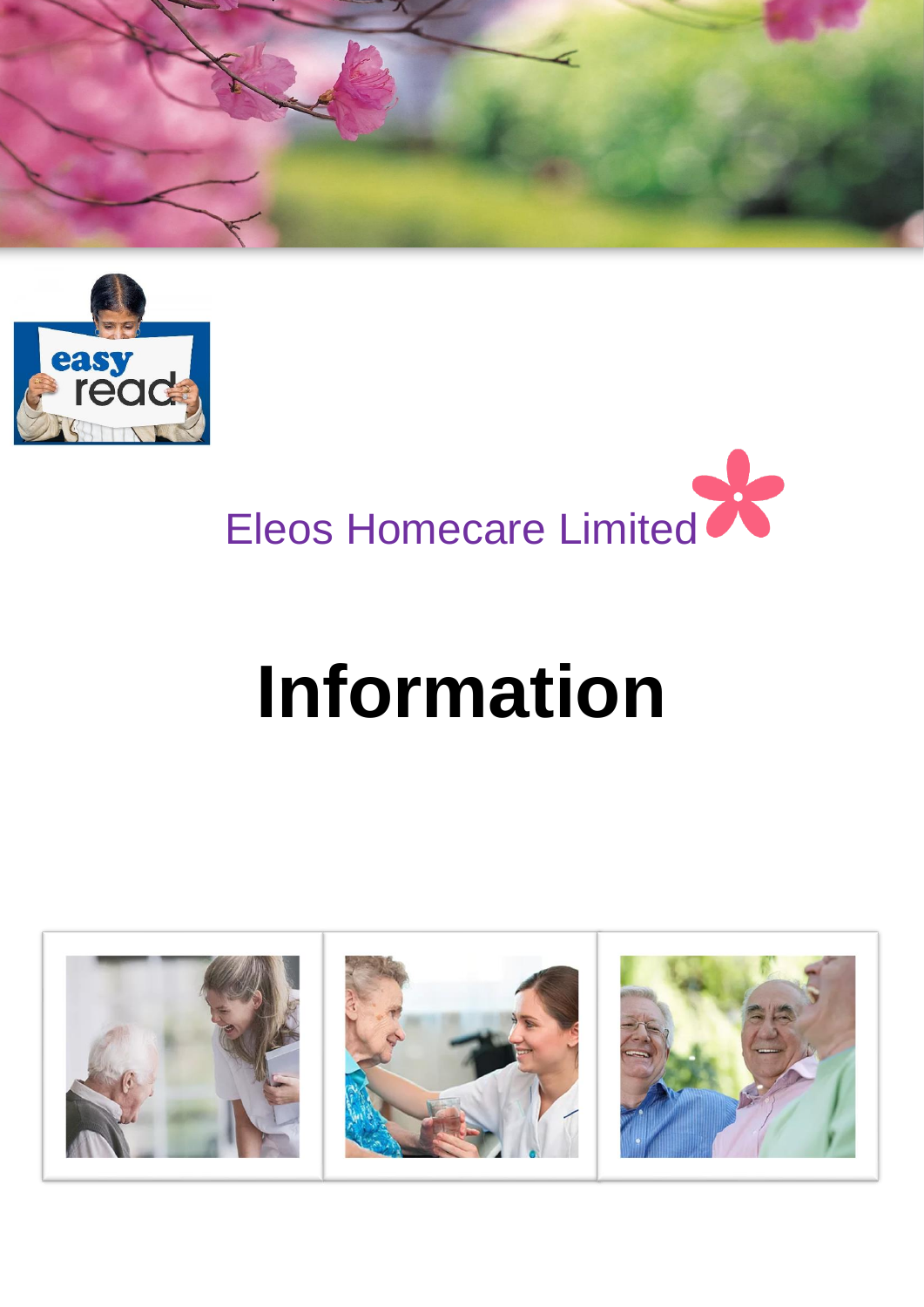easy read

Eleos Homecare Limited

# Information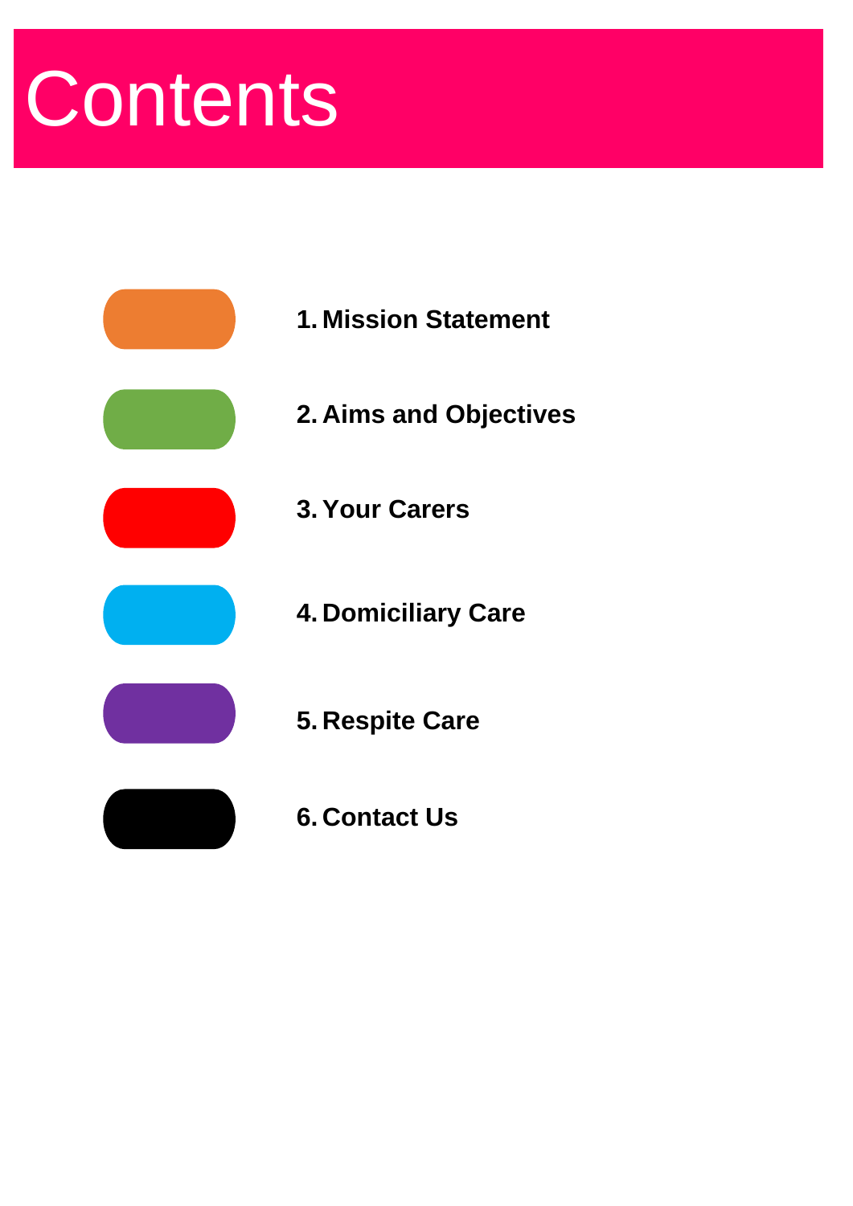# Contents

1. **Mission Statement**
2. **Aims and Objectives**
3. **Your Carers**
4. **Domiciliary Care**
5. **Respite Care**
6. **Contact Us**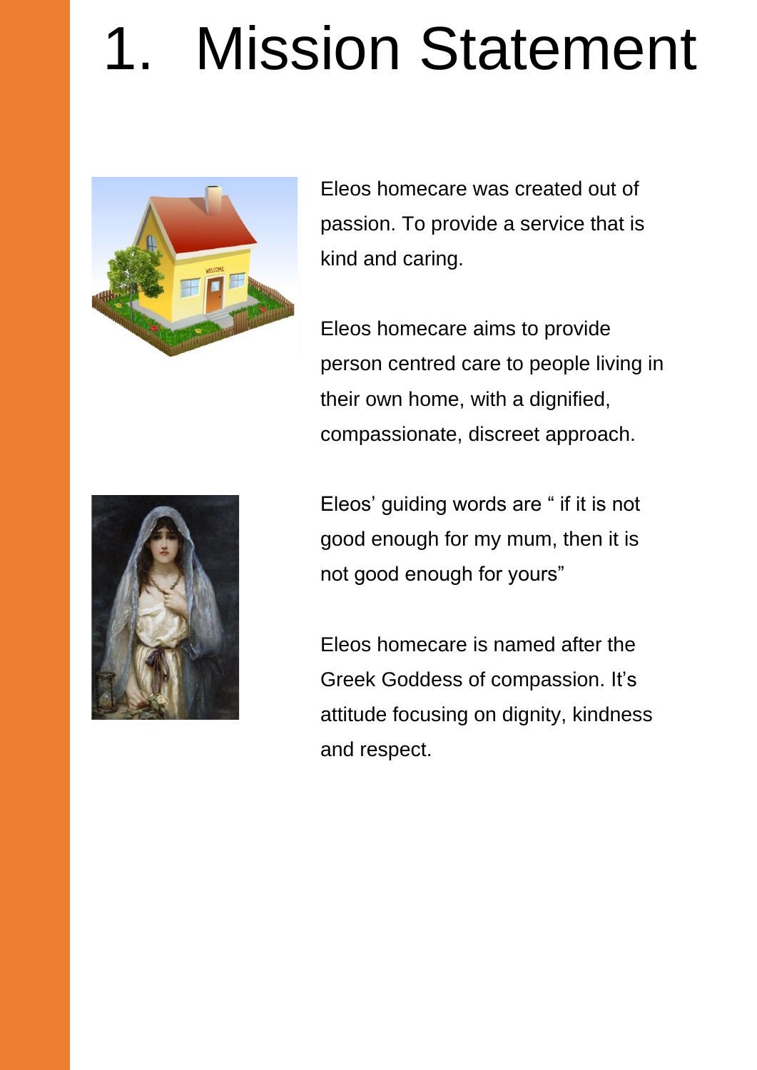# 1. Mission Statement

Eleos homecare was created out of passion. To provide a service that is kind and caring.

Eleos homecare aims to provide person centred care to people living in their own home, with a dignified, compassionate, discreet approach.

Eleos' guiding words are " if it is not good enough for my mum, then it is not good enough for yours"

Eleos homecare is named after the Greek Goddess of compassion. It's attitude focusing on dignity, kindness and respect.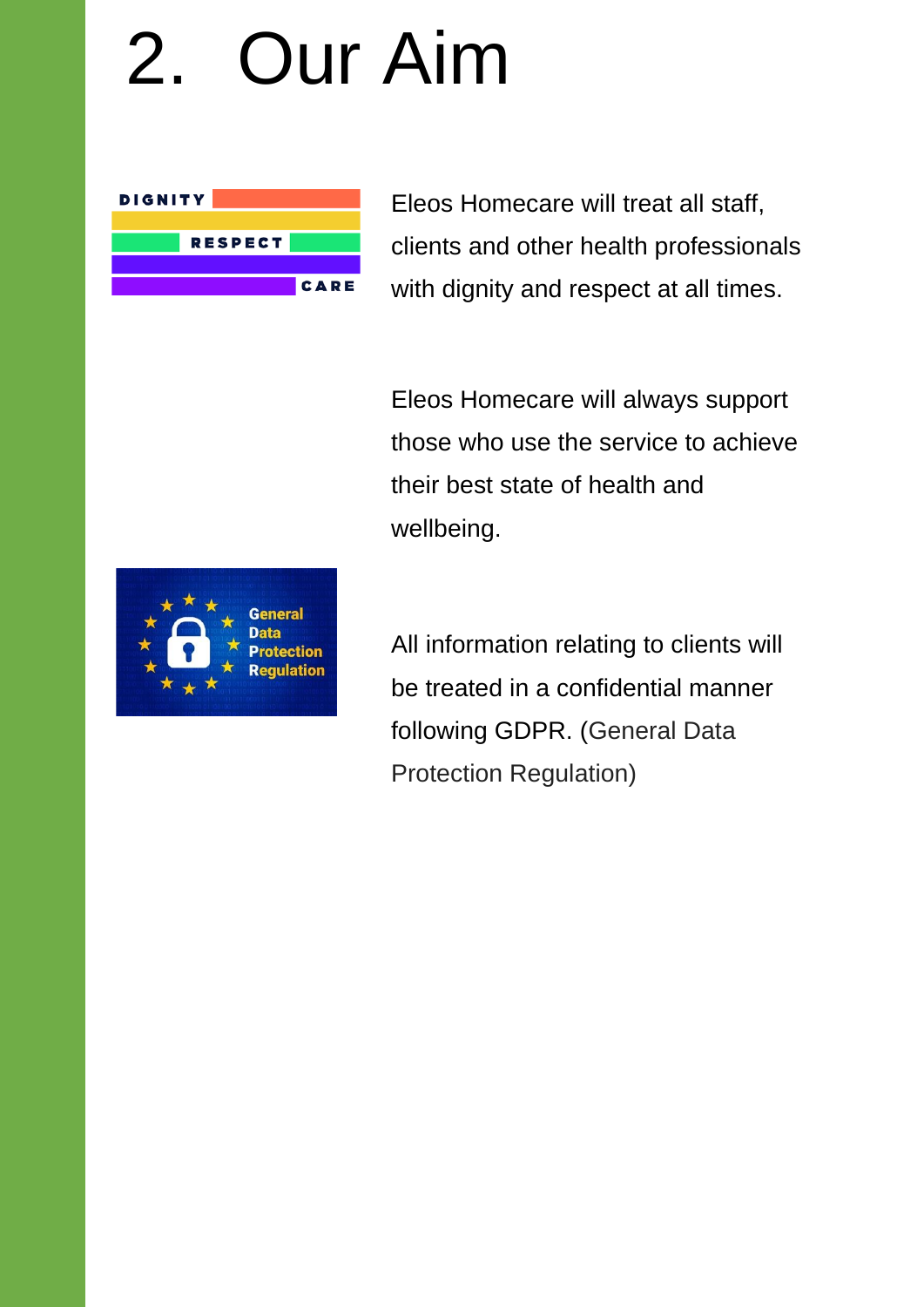# 2. Our Aim

Eleos Homecare will treat all staff, clients and other health professionals with dignity and respect at all times.

Eleos Homecare will always support those who use the service to achieve their best state of health and wellbeing.

All information relating to clients will be treated in a confidential manner following GDPR. (General Data Protection Regulation)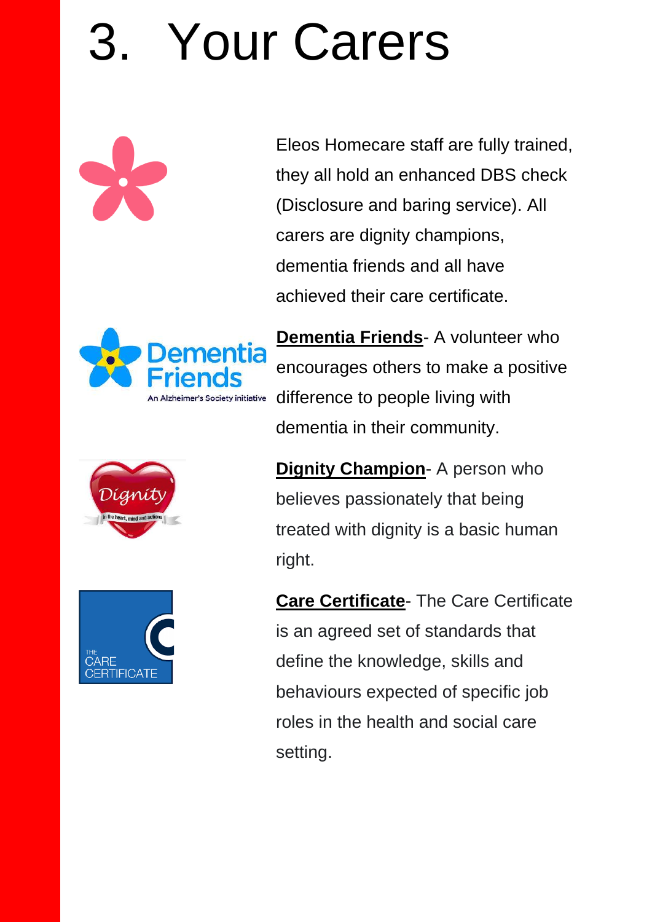# 3. Your Carers

Eleos Homecare staff are fully trained, they all hold an enhanced DBS check (Disclosure and baring service). All carers are dignity champions, dementia friends and all have achieved their care certificate.

**Dementia Friends**- A volunteer who encourages others to make a positive difference to people living with dementia in their community.

**Dignity Champion**- A person who believes passionately that being treated with dignity is a basic human right.

**Care Certificate**- The Care Certificate is an agreed set of standards that define the knowledge, skills and behaviours expected of specific job roles in the health and social care setting.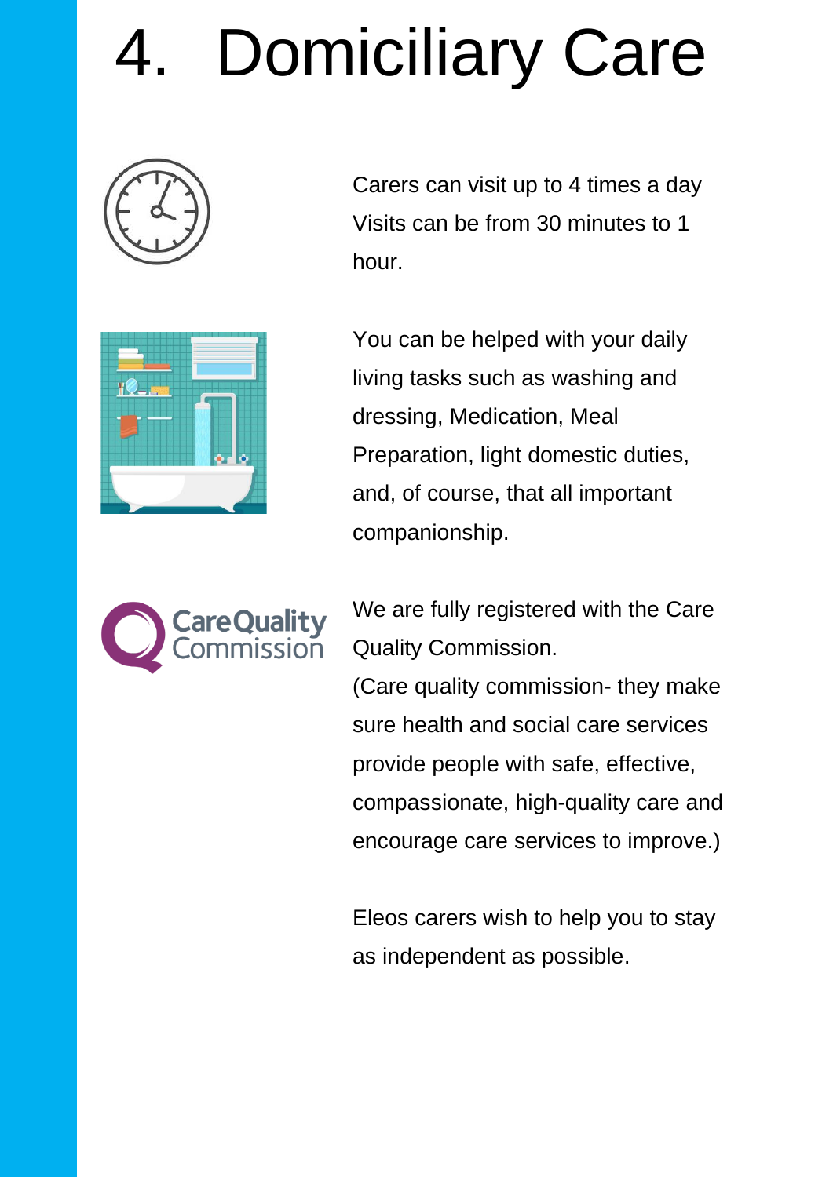# 4. Domiciliary Care

Carers can visit up to 4 times a day
Visits can be from 30 minutes to 1 hour.

You can be helped with your daily living tasks such as washing and dressing, Medication, Meal Preparation, light domestic duties, and, of course, that all important companionship.

CareQuality Commission

We are fully registered with the Care Quality Commission.
(Care quality commission- they make sure health and social care services provide people with safe, effective, compassionate, high-quality care and encourage care services to improve.)

Eleos carers wish to help you to stay as independent as possible.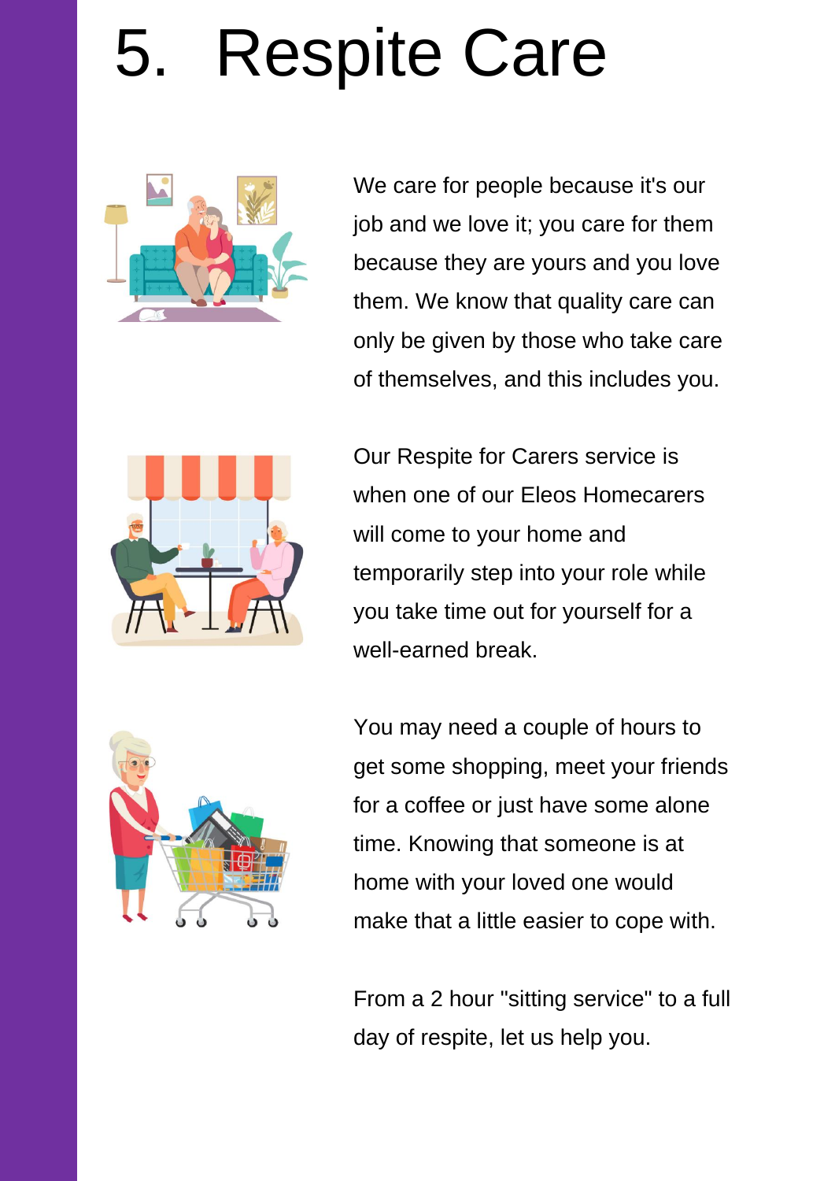# 5. Respite Care

We care for people because it's our job and we love it; you care for them because they are yours and you love them. We know that quality care can only be given by those who take care of themselves, and this includes you.

Our Respite for Carers service is when one of our Eleos Homecarers will come to your home and temporarily step into your role while you take time out for yourself for a well-earned break.

You may need a couple of hours to get some shopping, meet your friends for a coffee or just have some alone time. Knowing that someone is at home with your loved one would make that a little easier to cope with.

From a 2 hour "sitting service" to a full day of respite, let us help you.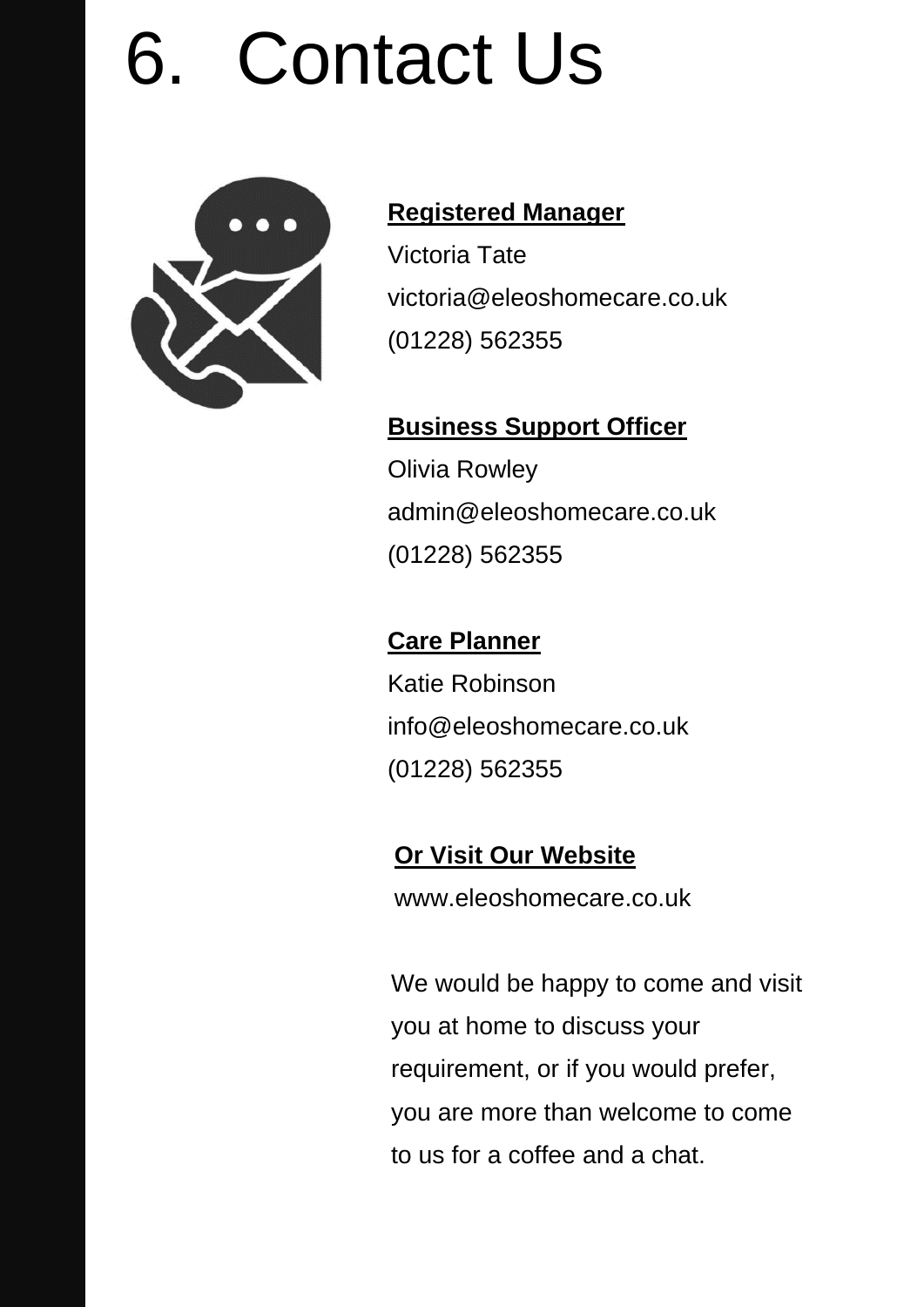# 6. Contact Us

**Registered Manager**

Victoria Tate

victoria@eleoshomecare.co.uk

(01228) 562355

**Business Support Officer**

Olivia Rowley

admin@eleoshomecare.co.uk

(01228) 562355

**Care Planner**

Katie Robinson

info@eleoshomecare.co.uk

(01228) 562355

**Or Visit Our Website**

www.eleoshomecare.co.uk

We would be happy to come and visit you at home to discuss your requirement, or if you would prefer, you are more than welcome to come to us for a coffee and a chat.